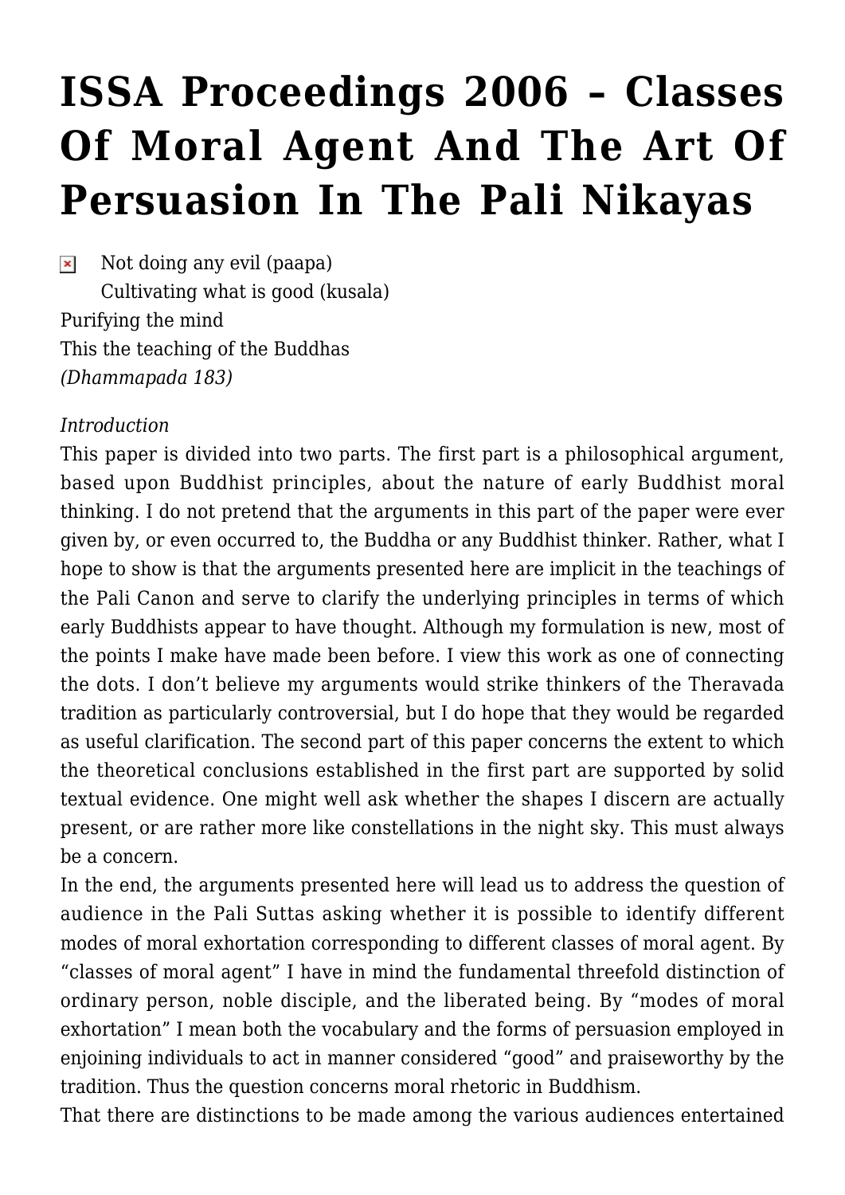# ISSA Proceedings 2006 – Classes Of Moral Agent And The Art Of Persuasion In The Pali Nikayas

Not doing any evil (paapa)
Cultivating what is good (kusala)
Purifying the mind
This the teaching of the Buddhas
*(Dhammapada 183)*

*Introduction*

This paper is divided into two parts. The first part is a philosophical argument, based upon Buddhist principles, about the nature of early Buddhist moral thinking. I do not pretend that the arguments in this part of the paper were ever given by, or even occurred to, the Buddha or any Buddhist thinker. Rather, what I hope to show is that the arguments presented here are implicit in the teachings of the Pali Canon and serve to clarify the underlying principles in terms of which early Buddhists appear to have thought. Although my formulation is new, most of the points I make have made been before. I view this work as one of connecting the dots. I don't believe my arguments would strike thinkers of the Theravada tradition as particularly controversial, but I do hope that they would be regarded as useful clarification. The second part of this paper concerns the extent to which the theoretical conclusions established in the first part are supported by solid textual evidence. One might well ask whether the shapes I discern are actually present, or are rather more like constellations in the night sky. This must always be a concern.

In the end, the arguments presented here will lead us to address the question of audience in the Pali Suttas asking whether it is possible to identify different modes of moral exhortation corresponding to different classes of moral agent. By "classes of moral agent" I have in mind the fundamental threefold distinction of ordinary person, noble disciple, and the liberated being. By "modes of moral exhortation" I mean both the vocabulary and the forms of persuasion employed in enjoining individuals to act in manner considered "good" and praiseworthy by the tradition. Thus the question concerns moral rhetoric in Buddhism.

That there are distinctions to be made among the various audiences entertained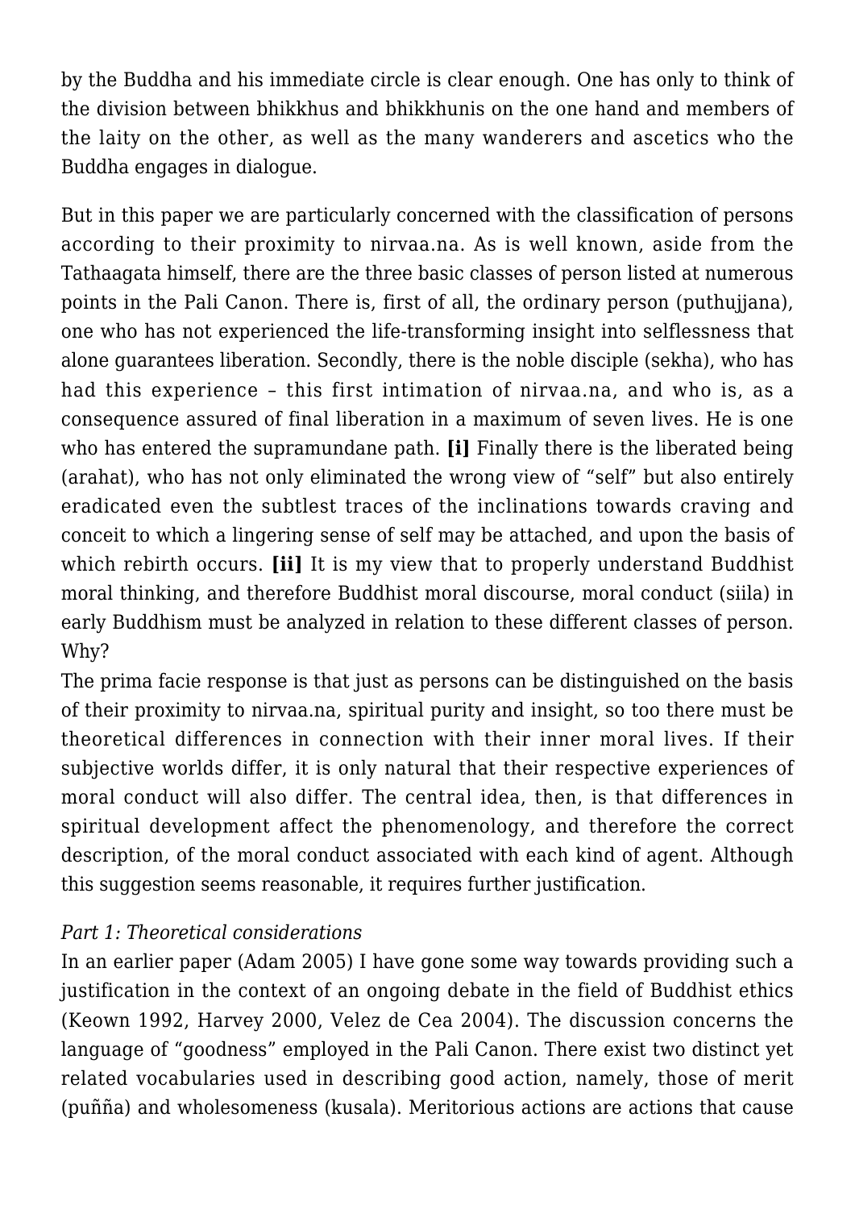by the Buddha and his immediate circle is clear enough. One has only to think of the division between bhikkhus and bhikkhunis on the one hand and members of the laity on the other, as well as the many wanderers and ascetics who the Buddha engages in dialogue.

But in this paper we are particularly concerned with the classification of persons according to their proximity to nirvaa.na. As is well known, aside from the Tathaagata himself, there are the three basic classes of person listed at numerous points in the Pali Canon. There is, first of all, the ordinary person (puthujjana), one who has not experienced the life-transforming insight into selflessness that alone guarantees liberation. Secondly, there is the noble disciple (sekha), who has had this experience – this first intimation of nirvaa.na, and who is, as a consequence assured of final liberation in a maximum of seven lives. He is one who has entered the supramundane path. **[i]** Finally there is the liberated being (arahat), who has not only eliminated the wrong view of "self" but also entirely eradicated even the subtlest traces of the inclinations towards craving and conceit to which a lingering sense of self may be attached, and upon the basis of which rebirth occurs. **[ii]** It is my view that to properly understand Buddhist moral thinking, and therefore Buddhist moral discourse, moral conduct (siila) in early Buddhism must be analyzed in relation to these different classes of person. Why?

The prima facie response is that just as persons can be distinguished on the basis of their proximity to nirvaa.na, spiritual purity and insight, so too there must be theoretical differences in connection with their inner moral lives. If their subjective worlds differ, it is only natural that their respective experiences of moral conduct will also differ. The central idea, then, is that differences in spiritual development affect the phenomenology, and therefore the correct description, of the moral conduct associated with each kind of agent. Although this suggestion seems reasonable, it requires further justification.

*Part 1: Theoretical considerations*

In an earlier paper (Adam 2005) I have gone some way towards providing such a justification in the context of an ongoing debate in the field of Buddhist ethics (Keown 1992, Harvey 2000, Velez de Cea 2004). The discussion concerns the language of "goodness" employed in the Pali Canon. There exist two distinct yet related vocabularies used in describing good action, namely, those of merit (puñña) and wholesomeness (kusala). Meritorious actions are actions that cause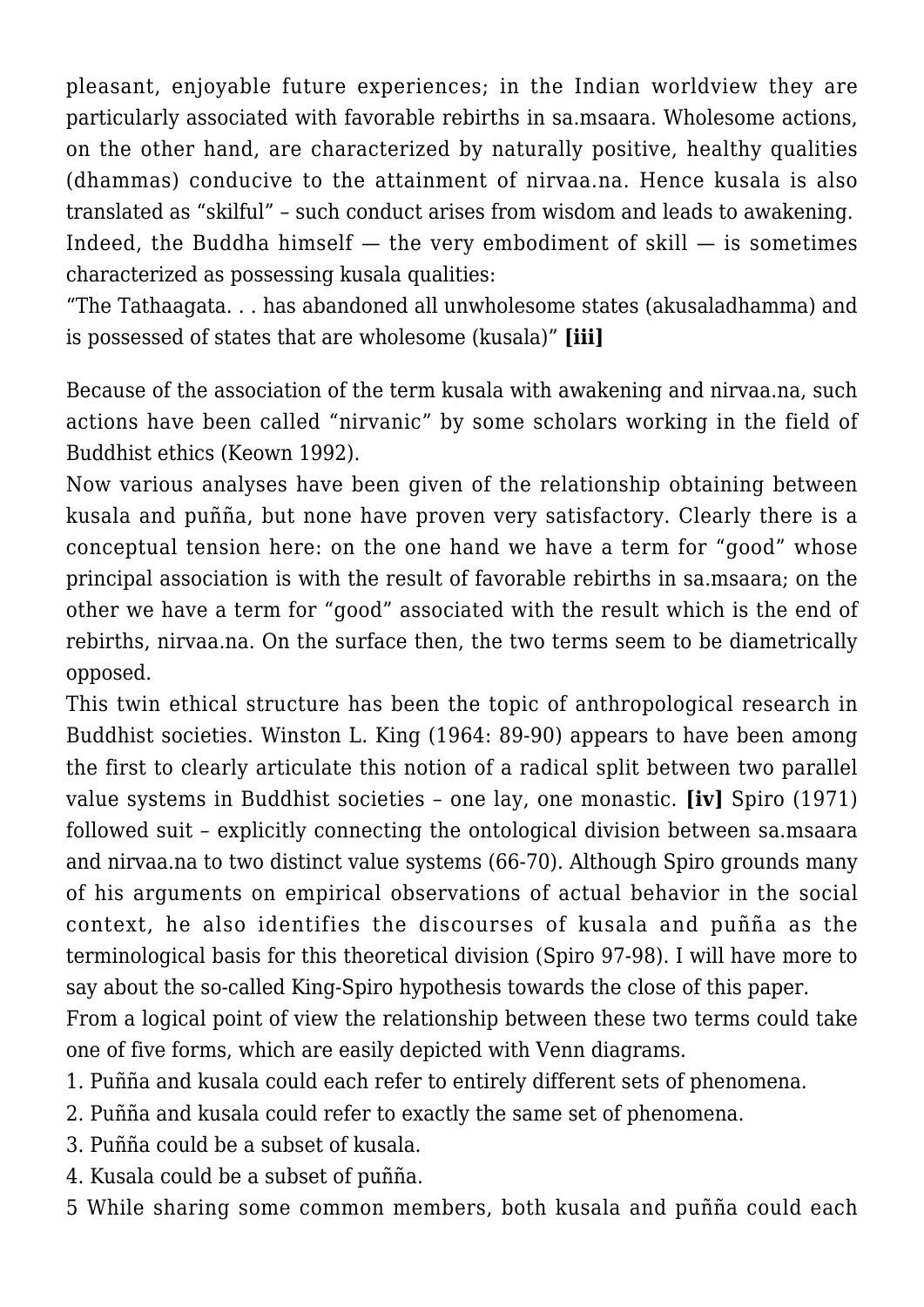pleasant, enjoyable future experiences; in the Indian worldview they are particularly associated with favorable rebirths in sa.msaara. Wholesome actions, on the other hand, are characterized by naturally positive, healthy qualities (dhammas) conducive to the attainment of nirvaa.na. Hence kusala is also translated as "skilful" – such conduct arises from wisdom and leads to awakening. Indeed, the Buddha himself — the very embodiment of skill — is sometimes characterized as possessing kusala qualities:

"The Tathaagata. . . has abandoned all unwholesome states (akusaladhamma) and is possessed of states that are wholesome (kusala)" **[iii]**

Because of the association of the term kusala with awakening and nirvaa.na, such actions have been called "nirvanic" by some scholars working in the field of Buddhist ethics (Keown 1992).

Now various analyses have been given of the relationship obtaining between kusala and puñña, but none have proven very satisfactory. Clearly there is a conceptual tension here: on the one hand we have a term for "good" whose principal association is with the result of favorable rebirths in sa.msaara; on the other we have a term for "good" associated with the result which is the end of rebirths, nirvaa.na. On the surface then, the two terms seem to be diametrically opposed.

This twin ethical structure has been the topic of anthropological research in Buddhist societies. Winston L. King (1964: 89-90) appears to have been among the first to clearly articulate this notion of a radical split between two parallel value systems in Buddhist societies – one lay, one monastic. **[iv]** Spiro (1971) followed suit – explicitly connecting the ontological division between sa.msaara and nirvaa.na to two distinct value systems (66-70). Although Spiro grounds many of his arguments on empirical observations of actual behavior in the social context, he also identifies the discourses of kusala and puñña as the terminological basis for this theoretical division (Spiro 97-98). I will have more to say about the so-called King-Spiro hypothesis towards the close of this paper.

From a logical point of view the relationship between these two terms could take one of five forms, which are easily depicted with Venn diagrams.

1. Puñña and kusala could each refer to entirely different sets of phenomena.
2. Puñña and kusala could refer to exactly the same set of phenomena.
3. Puñña could be a subset of kusala.
4. Kusala could be a subset of puñña.

5 While sharing some common members, both kusala and puñña could each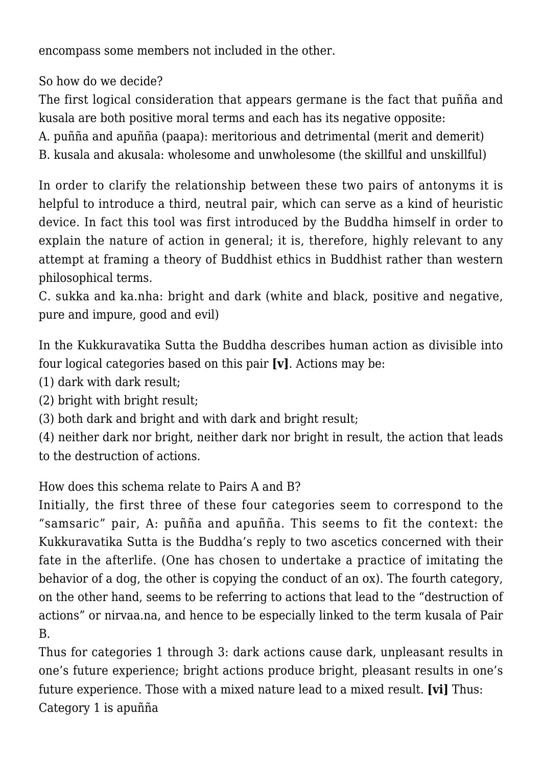encompass some members not included in the other.

So how do we decide?
The first logical consideration that appears germane is the fact that puñña and kusala are both positive moral terms and each has its negative opposite:
A. puñña and apuñña (paapa): meritorious and detrimental (merit and demerit)
B. kusala and akusala: wholesome and unwholesome (the skillful and unskillful)

In order to clarify the relationship between these two pairs of antonyms it is helpful to introduce a third, neutral pair, which can serve as a kind of heuristic device. In fact this tool was first introduced by the Buddha himself in order to explain the nature of action in general; it is, therefore, highly relevant to any attempt at framing a theory of Buddhist ethics in Buddhist rather than western philosophical terms.
C. sukka and ka.nha: bright and dark (white and black, positive and negative, pure and impure, good and evil)

In the Kukkuravatika Sutta the Buddha describes human action as divisible into four logical categories based on this pair **[v]**. Actions may be:
(1) dark with dark result;
(2) bright with bright result;
(3) both dark and bright and with dark and bright result;
(4) neither dark nor bright, neither dark nor bright in result, the action that leads to the destruction of actions.

How does this schema relate to Pairs A and B?
Initially, the first three of these four categories seem to correspond to the "samsaric" pair, A: puñña and apuñña. This seems to fit the context: the Kukkuravatika Sutta is the Buddha's reply to two ascetics concerned with their fate in the afterlife. (One has chosen to undertake a practice of imitating the behavior of a dog, the other is copying the conduct of an ox). The fourth category, on the other hand, seems to be referring to actions that lead to the "destruction of actions" or nirvaa.na, and hence to be especially linked to the term kusala of Pair B.
Thus for categories 1 through 3: dark actions cause dark, unpleasant results in one's future experience; bright actions produce bright, pleasant results in one's future experience. Those with a mixed nature lead to a mixed result. **[vi]** Thus:
Category 1 is apuñña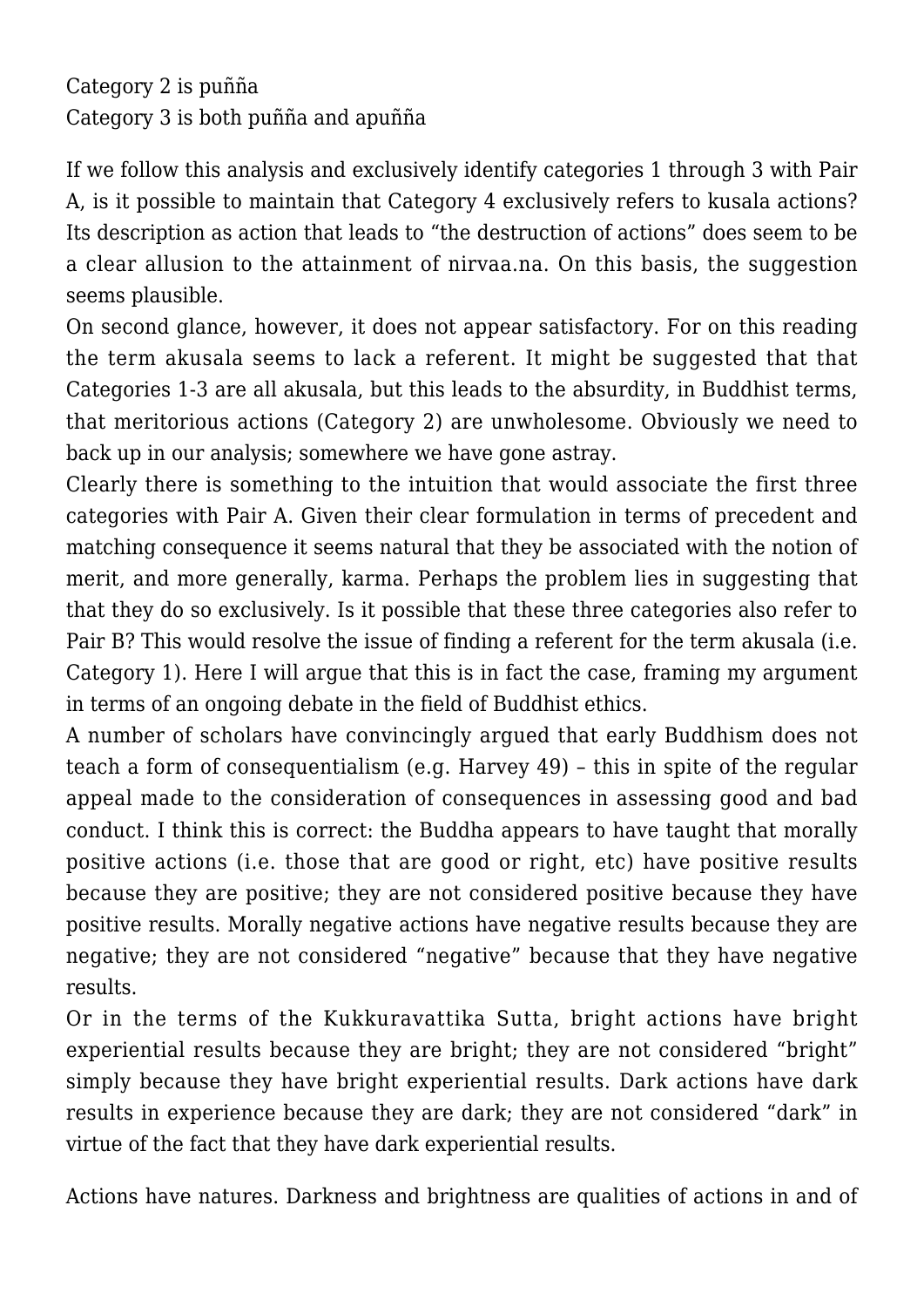Category 2 is puñña
Category 3 is both puñña and apuñña

If we follow this analysis and exclusively identify categories 1 through 3 with Pair A, is it possible to maintain that Category 4 exclusively refers to kusala actions? Its description as action that leads to "the destruction of actions" does seem to be a clear allusion to the attainment of nirvaa.na. On this basis, the suggestion seems plausible.

On second glance, however, it does not appear satisfactory. For on this reading the term akusala seems to lack a referent. It might be suggested that that Categories 1-3 are all akusala, but this leads to the absurdity, in Buddhist terms, that meritorious actions (Category 2) are unwholesome. Obviously we need to back up in our analysis; somewhere we have gone astray.

Clearly there is something to the intuition that would associate the first three categories with Pair A. Given their clear formulation in terms of precedent and matching consequence it seems natural that they be associated with the notion of merit, and more generally, karma. Perhaps the problem lies in suggesting that that they do so exclusively. Is it possible that these three categories also refer to Pair B? This would resolve the issue of finding a referent for the term akusala (i.e. Category 1). Here I will argue that this is in fact the case, framing my argument in terms of an ongoing debate in the field of Buddhist ethics.

A number of scholars have convincingly argued that early Buddhism does not teach a form of consequentialism (e.g. Harvey 49) – this in spite of the regular appeal made to the consideration of consequences in assessing good and bad conduct. I think this is correct: the Buddha appears to have taught that morally positive actions (i.e. those that are good or right, etc) have positive results because they are positive; they are not considered positive because they have positive results. Morally negative actions have negative results because they are negative; they are not considered "negative" because that they have negative results.

Or in the terms of the Kukkuravattika Sutta, bright actions have bright experiential results because they are bright; they are not considered "bright" simply because they have bright experiential results. Dark actions have dark results in experience because they are dark; they are not considered "dark" in virtue of the fact that they have dark experiential results.

Actions have natures. Darkness and brightness are qualities of actions in and of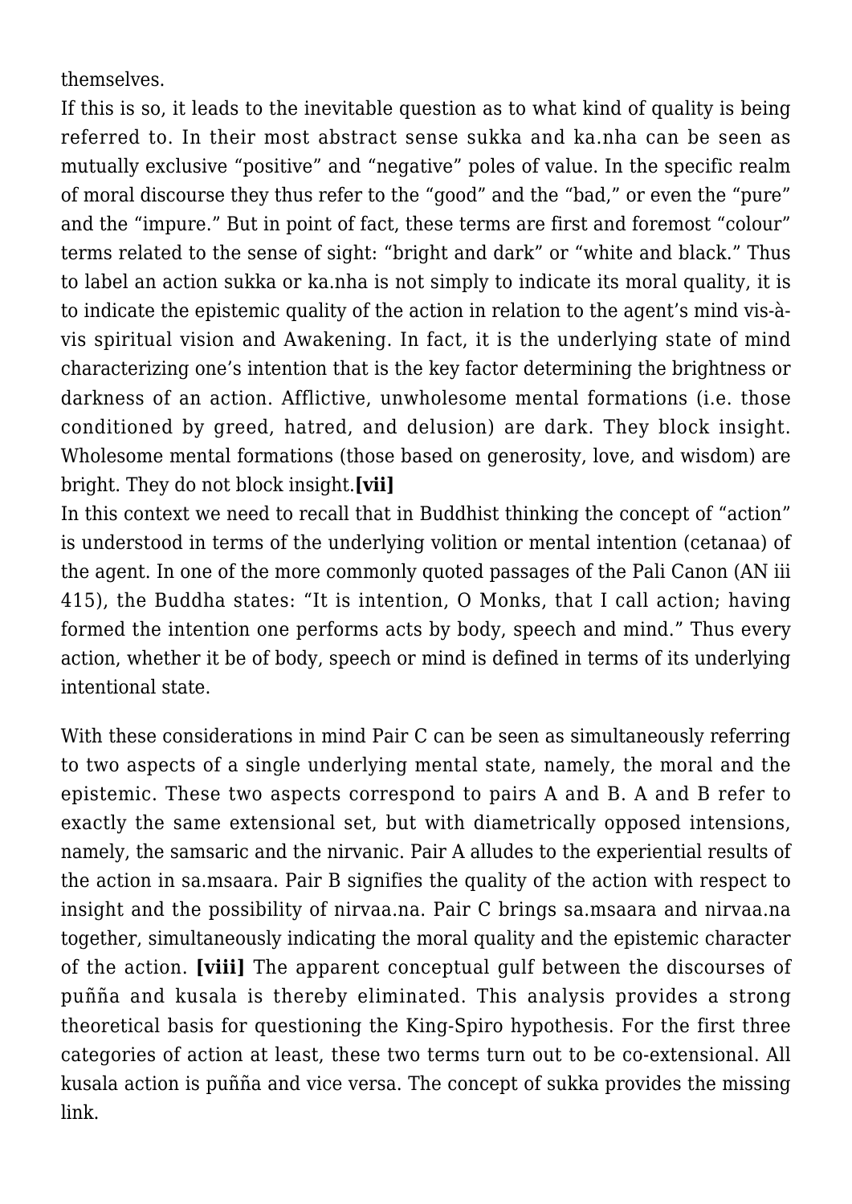themselves.

If this is so, it leads to the inevitable question as to what kind of quality is being referred to. In their most abstract sense sukka and ka.nha can be seen as mutually exclusive "positive" and "negative" poles of value. In the specific realm of moral discourse they thus refer to the "good" and the "bad," or even the "pure" and the "impure." But in point of fact, these terms are first and foremost "colour" terms related to the sense of sight: "bright and dark" or "white and black." Thus to label an action sukka or ka.nha is not simply to indicate its moral quality, it is to indicate the epistemic quality of the action in relation to the agent's mind vis-à-vis spiritual vision and Awakening. In fact, it is the underlying state of mind characterizing one's intention that is the key factor determining the brightness or darkness of an action. Afflictive, unwholesome mental formations (i.e. those conditioned by greed, hatred, and delusion) are dark. They block insight. Wholesome mental formations (those based on generosity, love, and wisdom) are bright. They do not block insight.**[vii]**

In this context we need to recall that in Buddhist thinking the concept of "action" is understood in terms of the underlying volition or mental intention (cetanaa) of the agent. In one of the more commonly quoted passages of the Pali Canon (AN iii 415), the Buddha states: "It is intention, O Monks, that I call action; having formed the intention one performs acts by body, speech and mind." Thus every action, whether it be of body, speech or mind is defined in terms of its underlying intentional state.

With these considerations in mind Pair C can be seen as simultaneously referring to two aspects of a single underlying mental state, namely, the moral and the epistemic. These two aspects correspond to pairs A and B. A and B refer to exactly the same extensional set, but with diametrically opposed intensions, namely, the samsaric and the nirvanic. Pair A alludes to the experiential results of the action in sa.msaara. Pair B signifies the quality of the action with respect to insight and the possibility of nirvaa.na. Pair C brings sa.msaara and nirvaa.na together, simultaneously indicating the moral quality and the epistemic character of the action. **[viii]** The apparent conceptual gulf between the discourses of puñña and kusala is thereby eliminated. This analysis provides a strong theoretical basis for questioning the King-Spiro hypothesis. For the first three categories of action at least, these two terms turn out to be co-extensional. All kusala action is puñña and vice versa. The concept of sukka provides the missing link.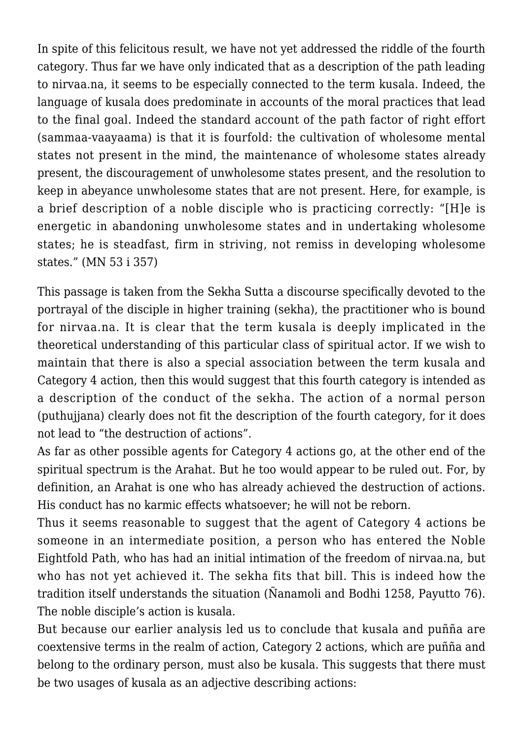In spite of this felicitous result, we have not yet addressed the riddle of the fourth category. Thus far we have only indicated that as a description of the path leading to nirvaa.na, it seems to be especially connected to the term kusala. Indeed, the language of kusala does predominate in accounts of the moral practices that lead to the final goal. Indeed the standard account of the path factor of right effort (sammaa-vaayaama) is that it is fourfold: the cultivation of wholesome mental states not present in the mind, the maintenance of wholesome states already present, the discouragement of unwholesome states present, and the resolution to keep in abeyance unwholesome states that are not present. Here, for example, is a brief description of a noble disciple who is practicing correctly: "[H]e is energetic in abandoning unwholesome states and in undertaking wholesome states; he is steadfast, firm in striving, not remiss in developing wholesome states." (MN 53 i 357)

This passage is taken from the Sekha Sutta a discourse specifically devoted to the portrayal of the disciple in higher training (sekha), the practitioner who is bound for nirvaa.na. It is clear that the term kusala is deeply implicated in the theoretical understanding of this particular class of spiritual actor. If we wish to maintain that there is also a special association between the term kusala and Category 4 action, then this would suggest that this fourth category is intended as a description of the conduct of the sekha. The action of a normal person (puthujjana) clearly does not fit the description of the fourth category, for it does not lead to "the destruction of actions".

As far as other possible agents for Category 4 actions go, at the other end of the spiritual spectrum is the Arahat. But he too would appear to be ruled out. For, by definition, an Arahat is one who has already achieved the destruction of actions. His conduct has no karmic effects whatsoever; he will not be reborn.

Thus it seems reasonable to suggest that the agent of Category 4 actions be someone in an intermediate position, a person who has entered the Noble Eightfold Path, who has had an initial intimation of the freedom of nirvaa.na, but who has not yet achieved it. The sekha fits that bill. This is indeed how the tradition itself understands the situation (Ñanamoli and Bodhi 1258, Payutto 76). The noble disciple's action is kusala.

But because our earlier analysis led us to conclude that kusala and puñña are coextensive terms in the realm of action, Category 2 actions, which are puñña and belong to the ordinary person, must also be kusala. This suggests that there must be two usages of kusala as an adjective describing actions: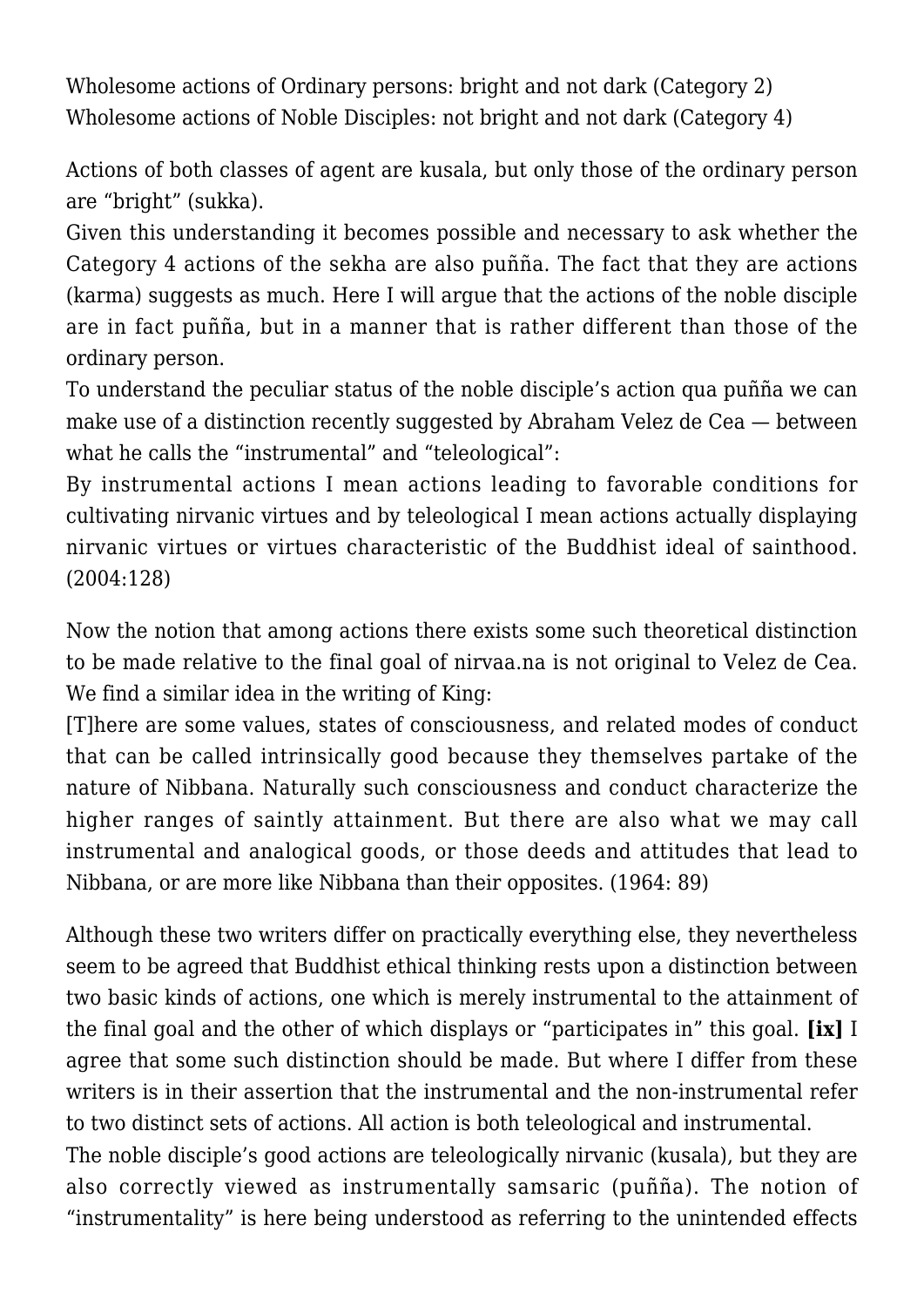Wholesome actions of Ordinary persons: bright and not dark (Category 2)
Wholesome actions of Noble Disciples: not bright and not dark (Category 4)

Actions of both classes of agent are kusala, but only those of the ordinary person are "bright" (sukka).

Given this understanding it becomes possible and necessary to ask whether the Category 4 actions of the sekha are also puñña. The fact that they are actions (karma) suggests as much. Here I will argue that the actions of the noble disciple are in fact puñña, but in a manner that is rather different than those of the ordinary person.

To understand the peculiar status of the noble disciple's action qua puñña we can make use of a distinction recently suggested by Abraham Velez de Cea — between what he calls the "instrumental" and "teleological":

By instrumental actions I mean actions leading to favorable conditions for cultivating nirvanic virtues and by teleological I mean actions actually displaying nirvanic virtues or virtues characteristic of the Buddhist ideal of sainthood. (2004:128)

Now the notion that among actions there exists some such theoretical distinction to be made relative to the final goal of nirvaa.na is not original to Velez de Cea. We find a similar idea in the writing of King:

[T]here are some values, states of consciousness, and related modes of conduct that can be called intrinsically good because they themselves partake of the nature of Nibbana. Naturally such consciousness and conduct characterize the higher ranges of saintly attainment. But there are also what we may call instrumental and analogical goods, or those deeds and attitudes that lead to Nibbana, or are more like Nibbana than their opposites. (1964: 89)

Although these two writers differ on practically everything else, they nevertheless seem to be agreed that Buddhist ethical thinking rests upon a distinction between two basic kinds of actions, one which is merely instrumental to the attainment of the final goal and the other of which displays or "participates in" this goal. **[ix]** I agree that some such distinction should be made. But where I differ from these writers is in their assertion that the instrumental and the non-instrumental refer to two distinct sets of actions. All action is both teleological and instrumental.

The noble disciple's good actions are teleologically nirvanic (kusala), but they are also correctly viewed as instrumentally samsaric (puñña). The notion of "instrumentality" is here being understood as referring to the unintended effects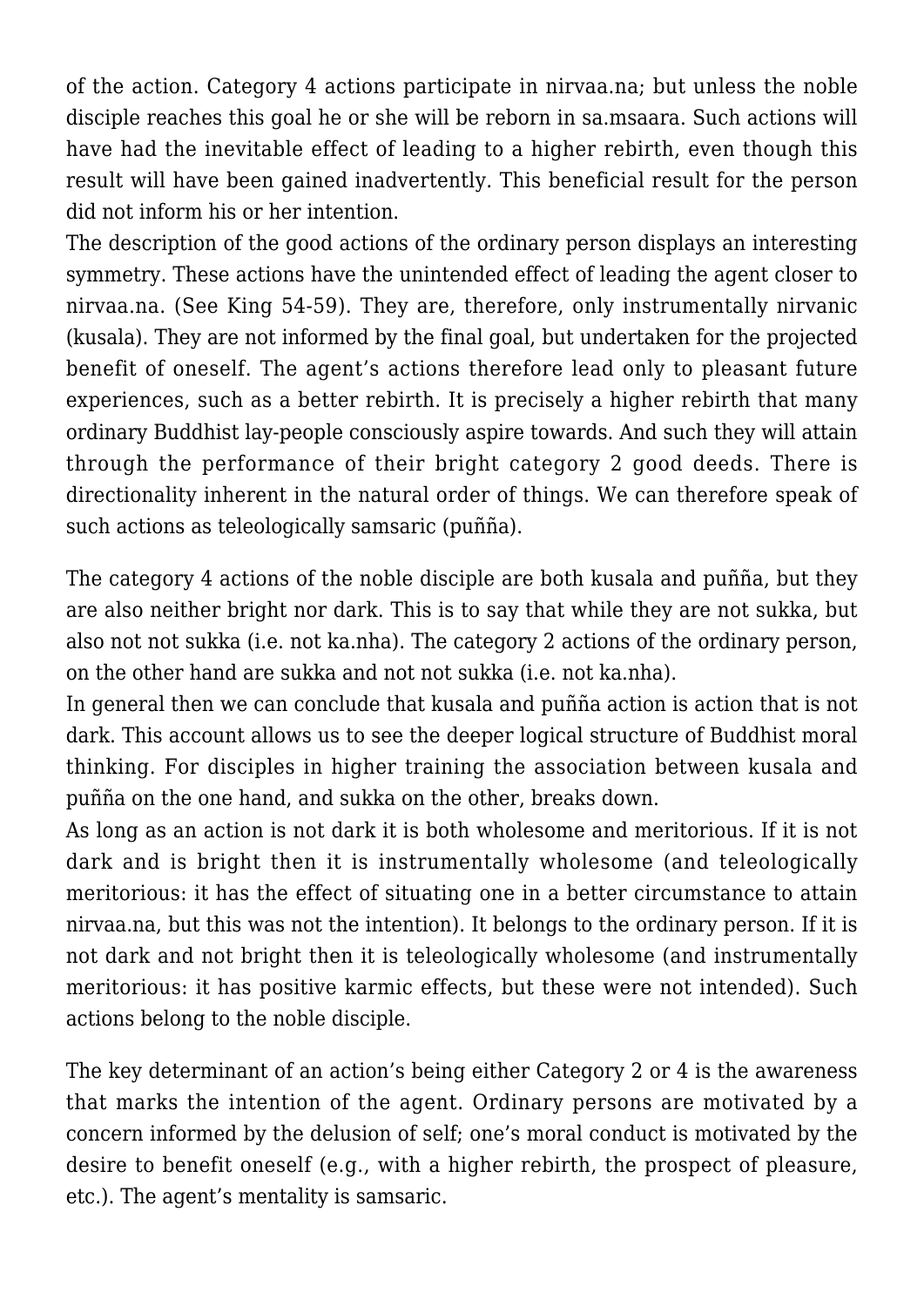of the action. Category 4 actions participate in nirvaa.na; but unless the noble disciple reaches this goal he or she will be reborn in sa.msaara. Such actions will have had the inevitable effect of leading to a higher rebirth, even though this result will have been gained inadvertently. This beneficial result for the person did not inform his or her intention.

The description of the good actions of the ordinary person displays an interesting symmetry. These actions have the unintended effect of leading the agent closer to nirvaa.na. (See King 54-59). They are, therefore, only instrumentally nirvanic (kusala). They are not informed by the final goal, but undertaken for the projected benefit of oneself. The agent's actions therefore lead only to pleasant future experiences, such as a better rebirth. It is precisely a higher rebirth that many ordinary Buddhist lay-people consciously aspire towards. And such they will attain through the performance of their bright category 2 good deeds. There is directionality inherent in the natural order of things. We can therefore speak of such actions as teleologically samsaric (puñña).

The category 4 actions of the noble disciple are both kusala and puñña, but they are also neither bright nor dark. This is to say that while they are not sukka, but also not not sukka (i.e. not ka.nha). The category 2 actions of the ordinary person, on the other hand are sukka and not not sukka (i.e. not ka.nha).

In general then we can conclude that kusala and puñña action is action that is not dark. This account allows us to see the deeper logical structure of Buddhist moral thinking. For disciples in higher training the association between kusala and puñña on the one hand, and sukka on the other, breaks down.

As long as an action is not dark it is both wholesome and meritorious. If it is not dark and is bright then it is instrumentally wholesome (and teleologically meritorious: it has the effect of situating one in a better circumstance to attain nirvaa.na, but this was not the intention). It belongs to the ordinary person. If it is not dark and not bright then it is teleologically wholesome (and instrumentally meritorious: it has positive karmic effects, but these were not intended). Such actions belong to the noble disciple.

The key determinant of an action's being either Category 2 or 4 is the awareness that marks the intention of the agent. Ordinary persons are motivated by a concern informed by the delusion of self; one's moral conduct is motivated by the desire to benefit oneself (e.g., with a higher rebirth, the prospect of pleasure, etc.). The agent's mentality is samsaric.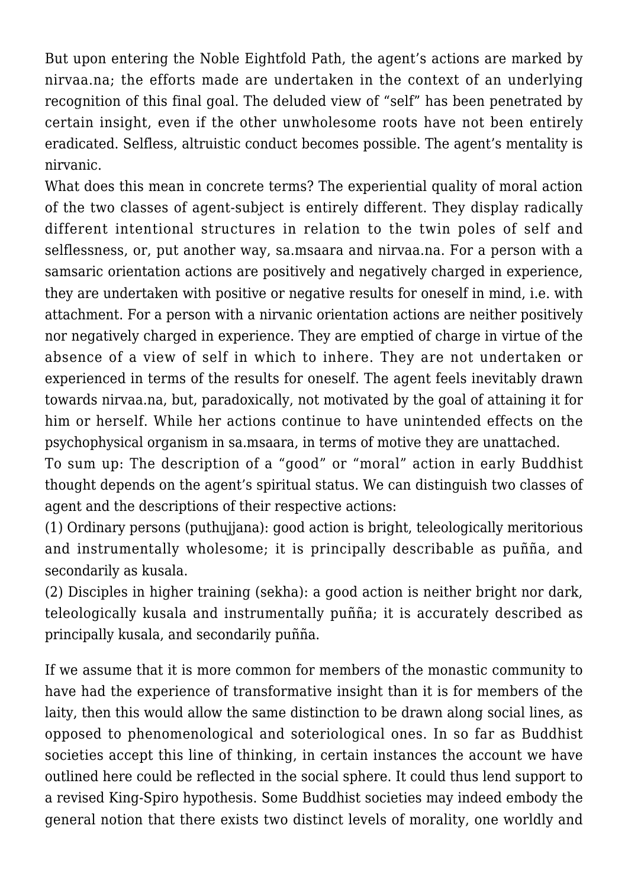But upon entering the Noble Eightfold Path, the agent's actions are marked by nirvaa.na; the efforts made are undertaken in the context of an underlying recognition of this final goal. The deluded view of "self" has been penetrated by certain insight, even if the other unwholesome roots have not been entirely eradicated. Selfless, altruistic conduct becomes possible. The agent's mentality is nirvanic.

What does this mean in concrete terms? The experiential quality of moral action of the two classes of agent-subject is entirely different. They display radically different intentional structures in relation to the twin poles of self and selflessness, or, put another way, sa.msaara and nirvaa.na. For a person with a samsaric orientation actions are positively and negatively charged in experience, they are undertaken with positive or negative results for oneself in mind, i.e. with attachment. For a person with a nirvanic orientation actions are neither positively nor negatively charged in experience. They are emptied of charge in virtue of the absence of a view of self in which to inhere. They are not undertaken or experienced in terms of the results for oneself. The agent feels inevitably drawn towards nirvaa.na, but, paradoxically, not motivated by the goal of attaining it for him or herself. While her actions continue to have unintended effects on the psychophysical organism in sa.msaara, in terms of motive they are unattached.

To sum up: The description of a "good" or "moral" action in early Buddhist thought depends on the agent's spiritual status. We can distinguish two classes of agent and the descriptions of their respective actions:

(1) Ordinary persons (puthujjana): good action is bright, teleologically meritorious and instrumentally wholesome; it is principally describable as puñña, and secondarily as kusala.

(2) Disciples in higher training (sekha): a good action is neither bright nor dark, teleologically kusala and instrumentally puñña; it is accurately described as principally kusala, and secondarily puñña.

If we assume that it is more common for members of the monastic community to have had the experience of transformative insight than it is for members of the laity, then this would allow the same distinction to be drawn along social lines, as opposed to phenomenological and soteriological ones. In so far as Buddhist societies accept this line of thinking, in certain instances the account we have outlined here could be reflected in the social sphere. It could thus lend support to a revised King-Spiro hypothesis. Some Buddhist societies may indeed embody the general notion that there exists two distinct levels of morality, one worldly and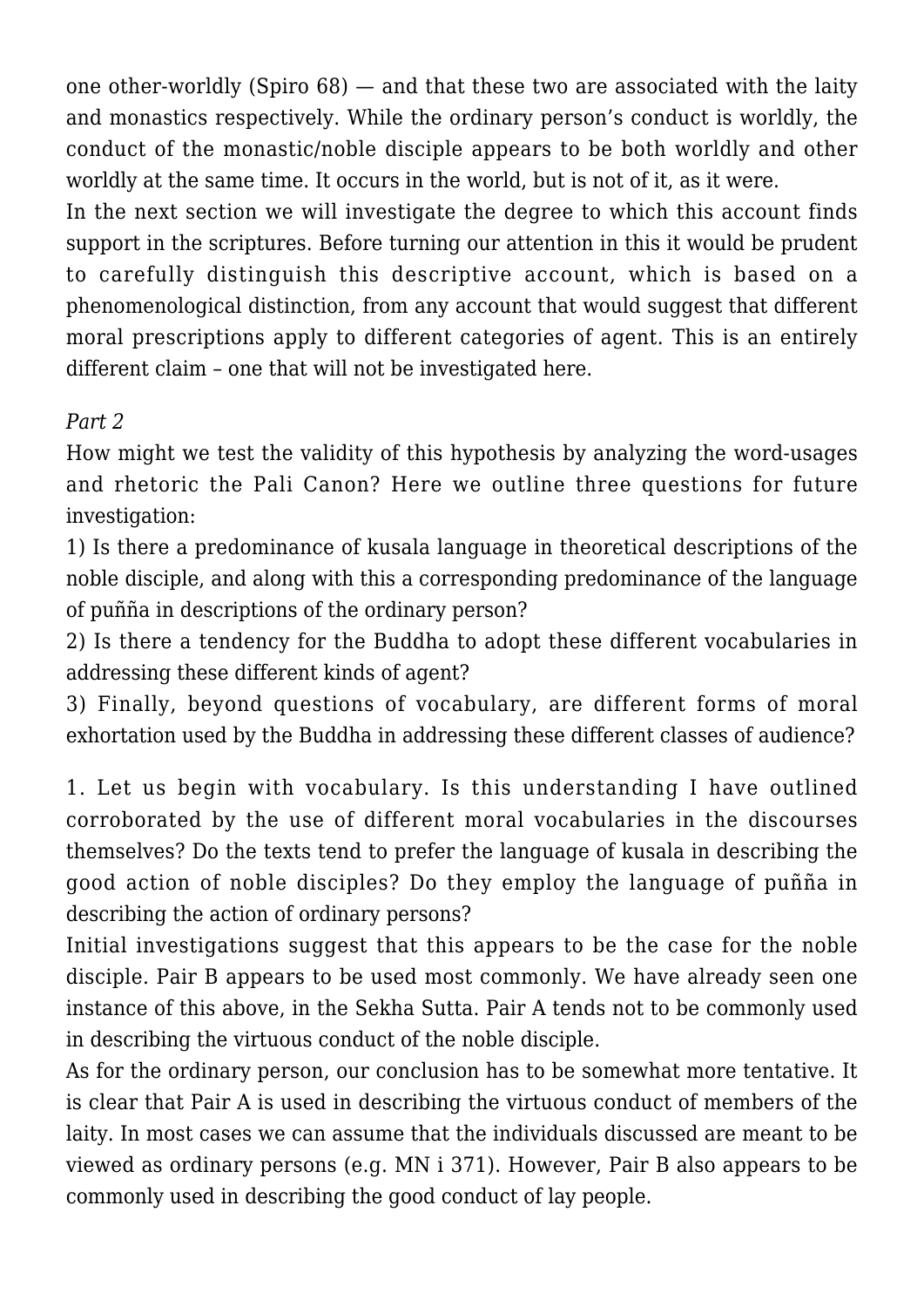one other-worldly (Spiro 68) — and that these two are associated with the laity and monastics respectively. While the ordinary person's conduct is worldly, the conduct of the monastic/noble disciple appears to be both worldly and other worldly at the same time. It occurs in the world, but is not of it, as it were.

In the next section we will investigate the degree to which this account finds support in the scriptures. Before turning our attention in this it would be prudent to carefully distinguish this descriptive account, which is based on a phenomenological distinction, from any account that would suggest that different moral prescriptions apply to different categories of agent. This is an entirely different claim – one that will not be investigated here.

*Part 2*

How might we test the validity of this hypothesis by analyzing the word-usages and rhetoric the Pali Canon? Here we outline three questions for future investigation:

1) Is there a predominance of kusala language in theoretical descriptions of the noble disciple, and along with this a corresponding predominance of the language of puñña in descriptions of the ordinary person?

2) Is there a tendency for the Buddha to adopt these different vocabularies in addressing these different kinds of agent?

3) Finally, beyond questions of vocabulary, are different forms of moral exhortation used by the Buddha in addressing these different classes of audience?

1. Let us begin with vocabulary. Is this understanding I have outlined corroborated by the use of different moral vocabularies in the discourses themselves? Do the texts tend to prefer the language of kusala in describing the good action of noble disciples? Do they employ the language of puñña in describing the action of ordinary persons?

Initial investigations suggest that this appears to be the case for the noble disciple. Pair B appears to be used most commonly. We have already seen one instance of this above, in the Sekha Sutta. Pair A tends not to be commonly used in describing the virtuous conduct of the noble disciple.

As for the ordinary person, our conclusion has to be somewhat more tentative. It is clear that Pair A is used in describing the virtuous conduct of members of the laity. In most cases we can assume that the individuals discussed are meant to be viewed as ordinary persons (e.g. MN i 371). However, Pair B also appears to be commonly used in describing the good conduct of lay people.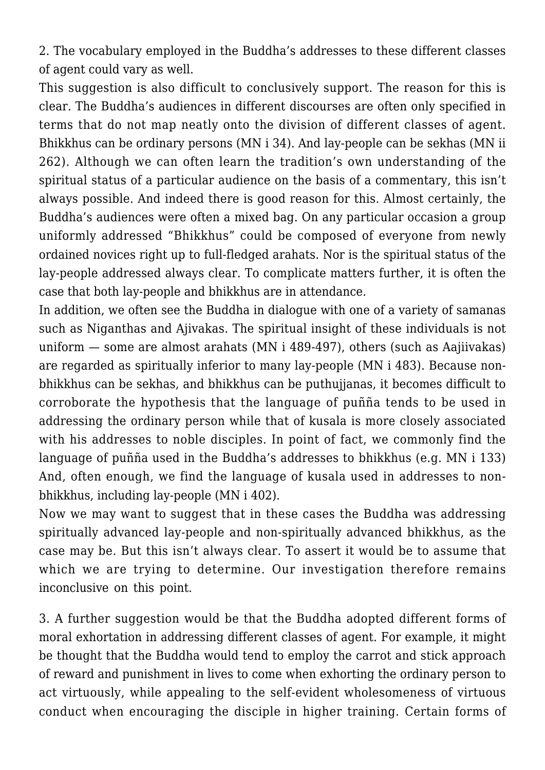2. The vocabulary employed in the Buddha's addresses to these different classes of agent could vary as well.

This suggestion is also difficult to conclusively support. The reason for this is clear. The Buddha's audiences in different discourses are often only specified in terms that do not map neatly onto the division of different classes of agent. Bhikkhus can be ordinary persons (MN i 34). And lay-people can be sekhas (MN ii 262). Although we can often learn the tradition's own understanding of the spiritual status of a particular audience on the basis of a commentary, this isn't always possible. And indeed there is good reason for this. Almost certainly, the Buddha's audiences were often a mixed bag. On any particular occasion a group uniformly addressed "Bhikkhus" could be composed of everyone from newly ordained novices right up to full-fledged arahats. Nor is the spiritual status of the lay-people addressed always clear. To complicate matters further, it is often the case that both lay-people and bhikkhus are in attendance.

In addition, we often see the Buddha in dialogue with one of a variety of samanas such as Niganthas and Ajivakas. The spiritual insight of these individuals is not uniform — some are almost arahats (MN i 489-497), others (such as Aajiivakas) are regarded as spiritually inferior to many lay-people (MN i 483). Because non-bhikkhus can be sekhas, and bhikkhus can be puthujjanas, it becomes difficult to corroborate the hypothesis that the language of puñña tends to be used in addressing the ordinary person while that of kusala is more closely associated with his addresses to noble disciples. In point of fact, we commonly find the language of puñña used in the Buddha's addresses to bhikkhus (e.g. MN i 133) And, often enough, we find the language of kusala used in addresses to non-bhikkhus, including lay-people (MN i 402).

Now we may want to suggest that in these cases the Buddha was addressing spiritually advanced lay-people and non-spiritually advanced bhikkhus, as the case may be. But this isn't always clear. To assert it would be to assume that which we are trying to determine. Our investigation therefore remains inconclusive on this point.

3. A further suggestion would be that the Buddha adopted different forms of moral exhortation in addressing different classes of agent. For example, it might be thought that the Buddha would tend to employ the carrot and stick approach of reward and punishment in lives to come when exhorting the ordinary person to act virtuously, while appealing to the self-evident wholesomeness of virtuous conduct when encouraging the disciple in higher training. Certain forms of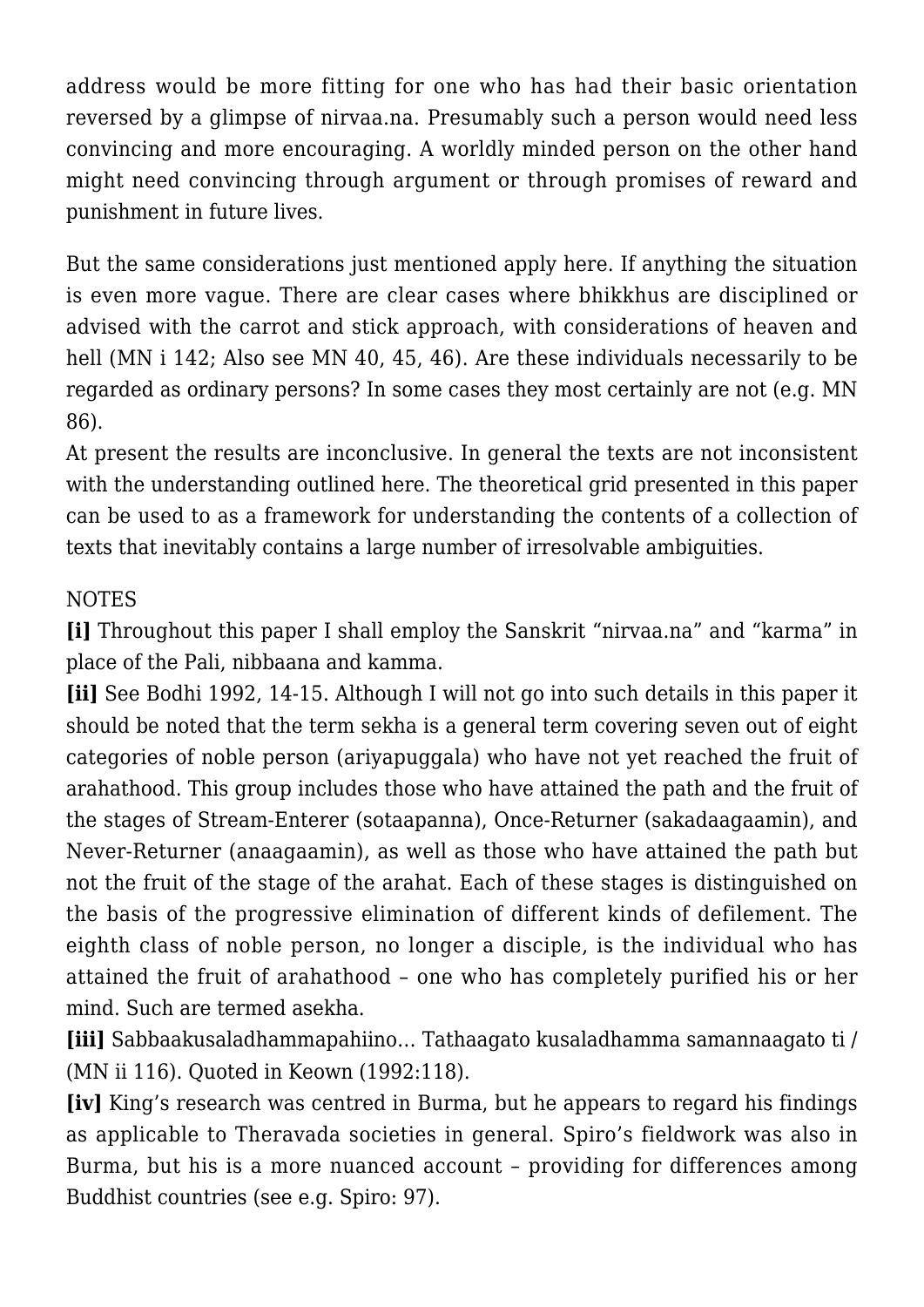address would be more fitting for one who has had their basic orientation reversed by a glimpse of nirvaa.na. Presumably such a person would need less convincing and more encouraging. A worldly minded person on the other hand might need convincing through argument or through promises of reward and punishment in future lives.

But the same considerations just mentioned apply here. If anything the situation is even more vague. There are clear cases where bhikkhus are disciplined or advised with the carrot and stick approach, with considerations of heaven and hell (MN i 142; Also see MN 40, 45, 46). Are these individuals necessarily to be regarded as ordinary persons? In some cases they most certainly are not (e.g. MN 86).

At present the results are inconclusive. In general the texts are not inconsistent with the understanding outlined here. The theoretical grid presented in this paper can be used to as a framework for understanding the contents of a collection of texts that inevitably contains a large number of irresolvable ambiguities.

NOTES

**[i]** Throughout this paper I shall employ the Sanskrit "nirvaa.na" and "karma" in place of the Pali, nibbaana and kamma.

**[ii]** See Bodhi 1992, 14-15. Although I will not go into such details in this paper it should be noted that the term sekha is a general term covering seven out of eight categories of noble person (ariyapuggala) who have not yet reached the fruit of arahathood. This group includes those who have attained the path and the fruit of the stages of Stream-Enterer (sotaapanna), Once-Returner (sakadaagaamin), and Never-Returner (anaagaamin), as well as those who have attained the path but not the fruit of the stage of the arahat. Each of these stages is distinguished on the basis of the progressive elimination of different kinds of defilement. The eighth class of noble person, no longer a disciple, is the individual who has attained the fruit of arahathood – one who has completely purified his or her mind. Such are termed asekha.

**[iii]** Sabbaakusaladhammapahiino… Tathaagato kusaladhamma samannaagato ti / (MN ii 116). Quoted in Keown (1992:118).

**[iv]** King's research was centred in Burma, but he appears to regard his findings as applicable to Theravada societies in general. Spiro's fieldwork was also in Burma, but his is a more nuanced account – providing for differences among Buddhist countries (see e.g. Spiro: 97).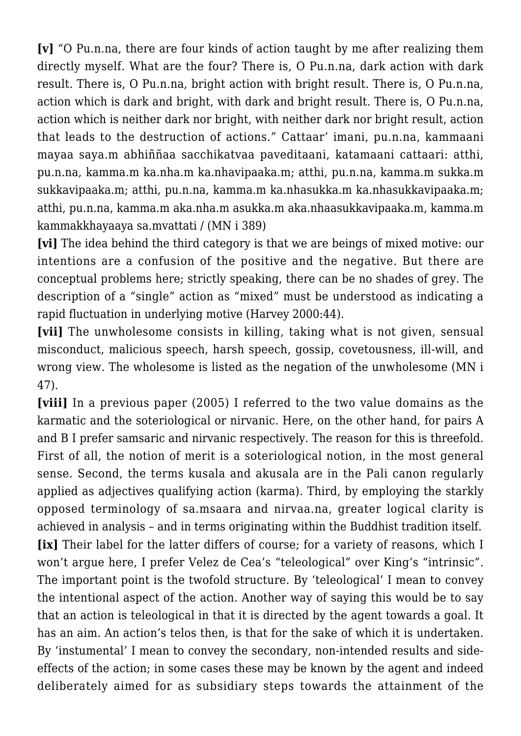**[v]** "O Pu.n.na, there are four kinds of action taught by me after realizing them directly myself. What are the four? There is, O Pu.n.na, dark action with dark result. There is, O Pu.n.na, bright action with bright result. There is, O Pu.n.na, action which is dark and bright, with dark and bright result. There is, O Pu.n.na, action which is neither dark nor bright, with neither dark nor bright result, action that leads to the destruction of actions." Cattaar' imani, pu.n.na, kammaani mayaa saya.m abhiññaa sacchikatvaa paveditaani, katamaani cattaari: atthi, pu.n.na, kamma.m ka.nha.m ka.nhavipaaka.m; atthi, pu.n.na, kamma.m sukka.m sukkavipaaka.m; atthi, pu.n.na, kamma.m ka.nhasukka.m ka.nhasukkavipaaka.m; atthi, pu.n.na, kamma.m aka.nha.m asukka.m aka.nhaasukkavipaaka.m, kamma.m kammakkhayaaya sa.mvattati / (MN i 389)

**[vi]** The idea behind the third category is that we are beings of mixed motive: our intentions are a confusion of the positive and the negative. But there are conceptual problems here; strictly speaking, there can be no shades of grey. The description of a "single" action as "mixed" must be understood as indicating a rapid fluctuation in underlying motive (Harvey 2000:44).

**[vii]** The unwholesome consists in killing, taking what is not given, sensual misconduct, malicious speech, harsh speech, gossip, covetousness, ill-will, and wrong view. The wholesome is listed as the negation of the unwholesome (MN i 47).

**[viii]** In a previous paper (2005) I referred to the two value domains as the karmatic and the soteriological or nirvanic. Here, on the other hand, for pairs A and B I prefer samsaric and nirvanic respectively. The reason for this is threefold. First of all, the notion of merit is a soteriological notion, in the most general sense. Second, the terms kusala and akusala are in the Pali canon regularly applied as adjectives qualifying action (karma). Third, by employing the starkly opposed terminology of sa.msaara and nirvaa.na, greater logical clarity is achieved in analysis – and in terms originating within the Buddhist tradition itself.

**[ix]** Their label for the latter differs of course; for a variety of reasons, which I won't argue here, I prefer Velez de Cea's "teleological" over King's "intrinsic". The important point is the twofold structure. By 'teleological' I mean to convey the intentional aspect of the action. Another way of saying this would be to say that an action is teleological in that it is directed by the agent towards a goal. It has an aim. An action's telos then, is that for the sake of which it is undertaken. By 'instumental' I mean to convey the secondary, non-intended results and side-effects of the action; in some cases these may be known by the agent and indeed deliberately aimed for as subsidiary steps towards the attainment of the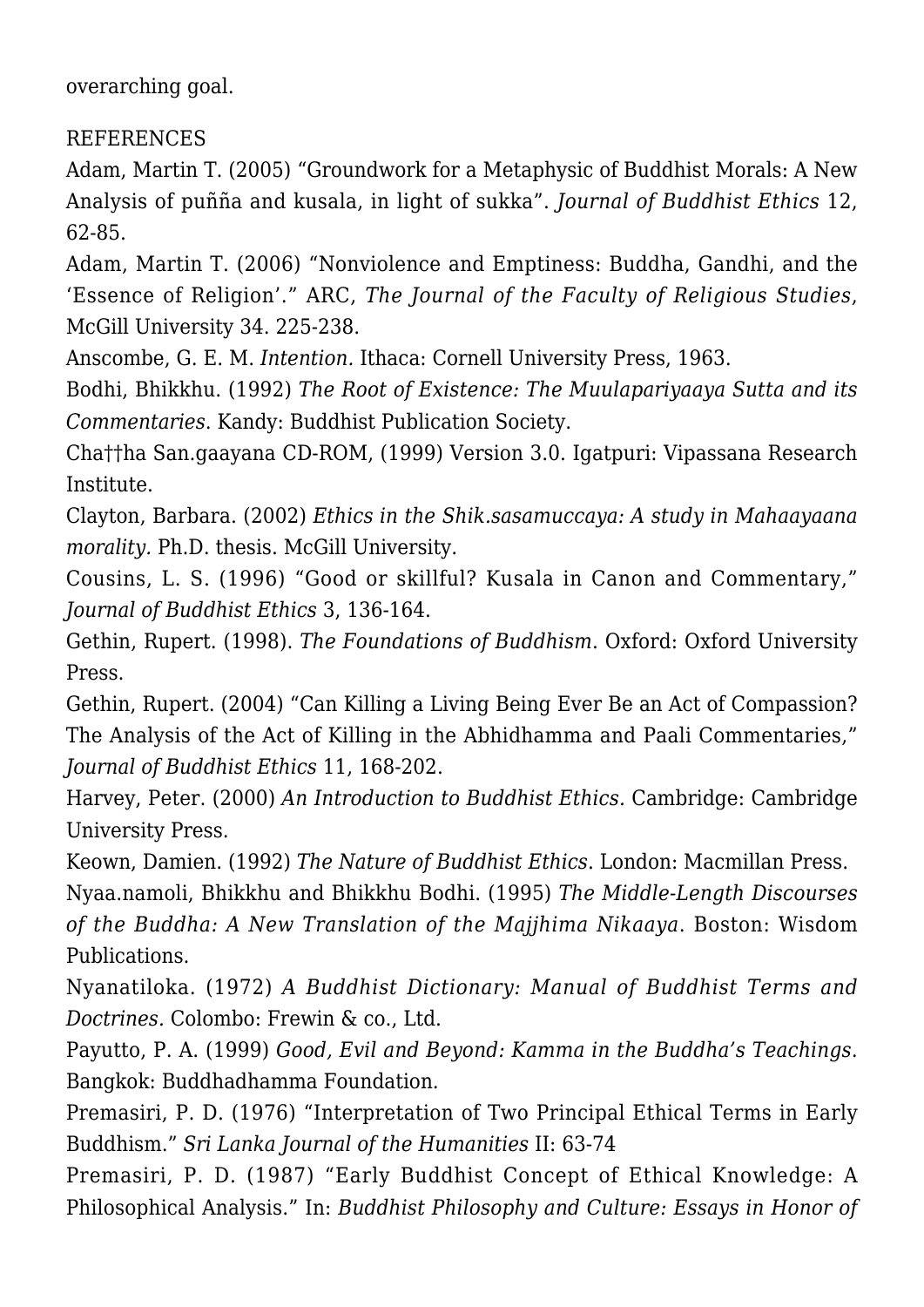overarching goal.

REFERENCES

Adam, Martin T. (2005) "Groundwork for a Metaphysic of Buddhist Morals: A New Analysis of puñña and kusala, in light of sukka". *Journal of Buddhist Ethics* 12, 62-85.

Adam, Martin T. (2006) "Nonviolence and Emptiness: Buddha, Gandhi, and the 'Essence of Religion'." ARC, *The Journal of the Faculty of Religious Studies*, McGill University 34. 225-238.

Anscombe, G. E. M. *Intention.* Ithaca: Cornell University Press, 1963.

Bodhi, Bhikkhu. (1992) *The Root of Existence: The Muulapariyaaya Sutta and its Commentaries*. Kandy: Buddhist Publication Society.

Cha††ha San.gaayana CD-ROM, (1999) Version 3.0. Igatpuri: Vipassana Research Institute.

Clayton, Barbara. (2002) *Ethics in the Shik.sasamuccaya: A study in Mahaayaana morality.* Ph.D. thesis. McGill University.

Cousins, L. S. (1996) "Good or skillful? Kusala in Canon and Commentary," *Journal of Buddhist Ethics* 3, 136-164.

Gethin, Rupert. (1998). *The Foundations of Buddhism*. Oxford: Oxford University Press.

Gethin, Rupert. (2004) "Can Killing a Living Being Ever Be an Act of Compassion? The Analysis of the Act of Killing in the Abhidhamma and Paali Commentaries," *Journal of Buddhist Ethics* 11, 168-202.

Harvey, Peter. (2000) *An Introduction to Buddhist Ethics.* Cambridge: Cambridge University Press.

Keown, Damien. (1992) *The Nature of Buddhist Ethics*. London: Macmillan Press.

Nyaa.namoli, Bhikkhu and Bhikkhu Bodhi. (1995) *The Middle-Length Discourses of the Buddha: A New Translation of the Majjhima Nikaaya*. Boston: Wisdom Publications.

Nyanatiloka. (1972) *A Buddhist Dictionary: Manual of Buddhist Terms and Doctrines.* Colombo: Frewin & co., Ltd.

Payutto, P. A. (1999) *Good, Evil and Beyond: Kamma in the Buddha's Teachings*. Bangkok: Buddhadhamma Foundation.

Premasiri, P. D. (1976) "Interpretation of Two Principal Ethical Terms in Early Buddhism." *Sri Lanka Journal of the Humanities* II: 63-74

Premasiri, P. D. (1987) "Early Buddhist Concept of Ethical Knowledge: A Philosophical Analysis." In: *Buddhist Philosophy and Culture: Essays in Honor of*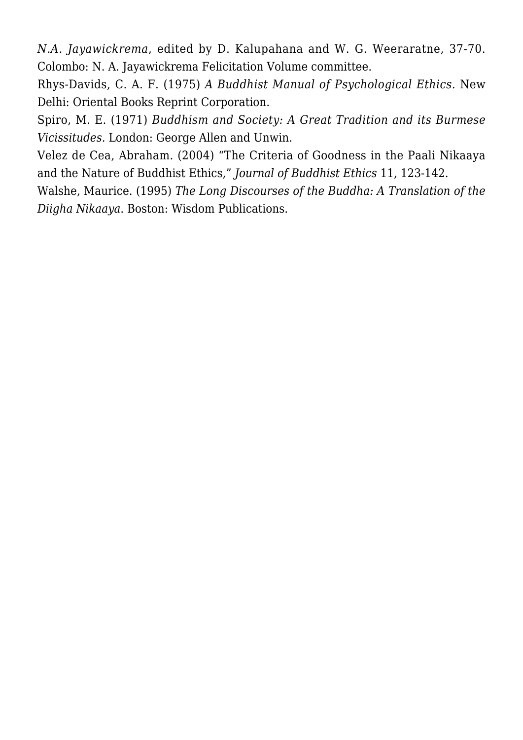*N.A. Jayawickrema*, edited by D. Kalupahana and W. G. Weeraratne, 37-70. Colombo: N. A. Jayawickrema Felicitation Volume committee.

Rhys-Davids, C. A. F. (1975) *A Buddhist Manual of Psychological Ethics.* New Delhi: Oriental Books Reprint Corporation.

Spiro, M. E. (1971) *Buddhism and Society: A Great Tradition and its Burmese Vicissitudes.* London: George Allen and Unwin.

Velez de Cea, Abraham. (2004) "The Criteria of Goodness in the Paali Nikaaya and the Nature of Buddhist Ethics," *Journal of Buddhist Ethics* 11, 123-142.

Walshe, Maurice. (1995) *The Long Discourses of the Buddha: A Translation of the Diigha Nikaaya*. Boston: Wisdom Publications.